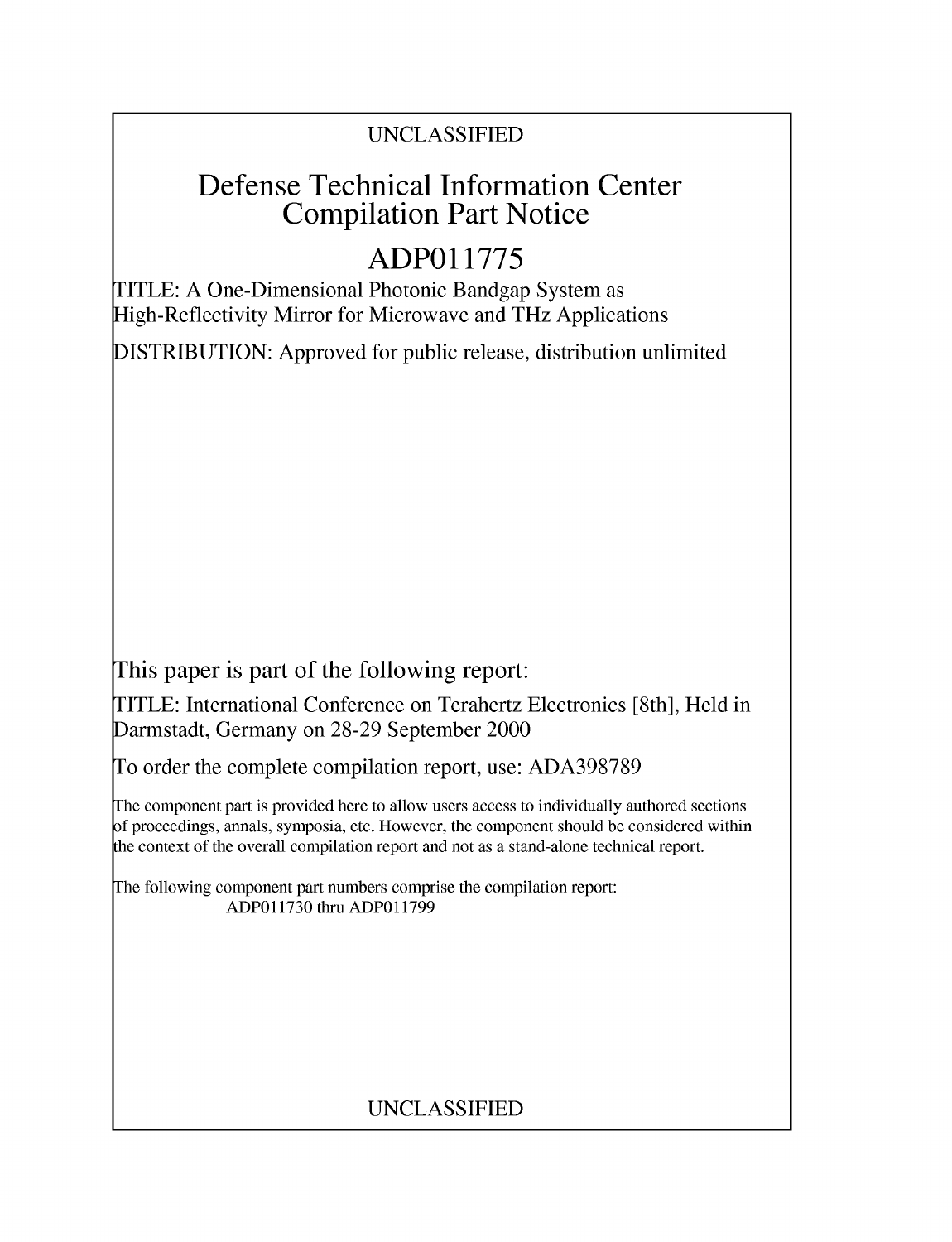UNCLASSIFIED

# Defense Technical Information Center Compilation Part Notice

## ADP011775

TITLE: A One-Dimensional Photonic Bandgap System as High-Reflectivity Mirror for Microwave and THz Applications

DISTRIBUTION: Approved for public release, distribution unlimited

This paper is part of the following report:

TITLE: International Conference on Terahertz Electronics [8th], Held in Darmstadt, Germany on 28-29 September 2000

To order the complete compilation report, use: ADA398789

The component part is provided here to allow users access to individually authored sections of proceedings, annals, symposia, etc. However, the component should be considered within the context of the overall compilation report and not as a stand-alone technical report.

The following component part numbers comprise the compilation report:
ADP011730 thru ADP011799

UNCLASSIFIED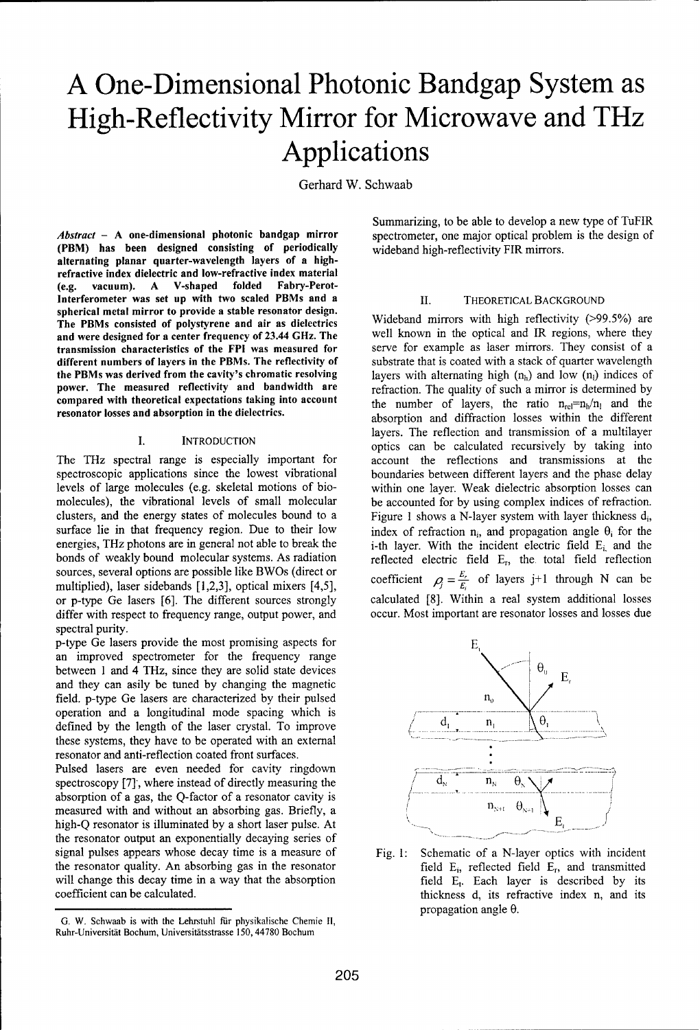# A One-Dimensional Photonic Bandgap System as High-Reflectivity Mirror for Microwave and THz Applications

Gerhard W. Schwaab

*Abstract* – A one-dimensional photonic bandgap mirror (PBM) has been designed consisting of periodically alternating planar quarter-wavelength layers of a high-refractive index dielectric and low-refractive index material (e.g. vacuum). A V-shaped folded Fabry-Perot-Interferometer was set up with two scaled PBMs and a spherical metal mirror to provide a stable resonator design. The PBMs consisted of polystyrene and air as dielectrics and were designed for a center frequency of 23.44 GHz. The transmission characteristics of the FPI was measured for different numbers of layers in the PBMs. The reflectivity of the PBMs was derived from the cavity's chromatic resolving power. The measured reflectivity and bandwidth are compared with theoretical expectations taking into account resonator losses and absorption in the dielectrics.

## I. Introduction

The THz spectral range is especially important for spectroscopic applications since the lowest vibrational levels of large molecules (e.g. skeletal motions of bio-molecules), the vibrational levels of small molecular clusters, and the energy states of molecules bound to a surface lie in that frequency region. Due to their low energies, THz photons are in general not able to break the bonds of weakly bound molecular systems. As radiation sources, several options are possible like BWOs (direct or multiplied), laser sidebands [1,2,3], optical mixers [4,5], or p-type Ge lasers [6]. The different sources strongly differ with respect to frequency range, output power, and spectral purity.

p-type Ge lasers provide the most promising aspects for an improved spectrometer for the frequency range between 1 and 4 THz, since they are solid state devices and they can asily be tuned by changing the magnetic field. p-type Ge lasers are characterized by their pulsed operation and a longitudinal mode spacing which is defined by the length of the laser crystal. To improve these systems, they have to be operated with an external resonator and anti-reflection coated front surfaces.

Pulsed lasers are even needed for cavity ringdown spectroscopy [7], where instead of directly measuring the absorption of a gas, the Q-factor of a resonator cavity is measured with and without an absorbing gas. Briefly, a high-Q resonator is illuminated by a short laser pulse. At the resonator output an exponentially decaying series of signal pulses appears whose decay time is a measure of the resonator quality. An absorbing gas in the resonator will change this decay time in a way that the absorption coefficient can be calculated.

Summarizing, to be able to develop a new type of TuFIR spectrometer, one major optical problem is the design of wideband high-reflectivity FIR mirrors.

## II. Theoretical Background

Wideband mirrors with high reflectivity (>99.5%) are well known in the optical and IR regions, where they serve for example as laser mirrors. They consist of a substrate that is coated with a stack of quarter wavelength layers with alternating high ($n_h$) and low ($n_l$) indices of refraction. The quality of such a mirror is determined by the number of layers, the ratio $n_{rel}=n_h/n_l$ and the absorption and diffraction losses within the different layers. The reflection and transmission of a multilayer optics can be calculated recursively by taking into account the reflections and transmissions at the boundaries between different layers and the phase delay within one layer. Weak dielectric absorption losses can be accounted for by using complex indices of refraction. Figure 1 shows a N-layer system with layer thickness $d_i$, index of refraction $n_i$, and propagation angle $\theta_i$ for the i-th layer. With the incident electric field $E_i$ and the reflected electric field $E_r$, the total field reflection coefficient $\rho = \frac{E_r}{E_i}$ of layers j+1 through N can be calculated [8]. Within a real system additional losses occur. Most important are resonator losses and losses due

Fig. 1: Schematic of a N-layer optics with incident field $E_i$, reflected field $E_r$, and transmitted field $E_t$. Each layer is described by its thickness d, its refractive index n, and its propagation angle θ.

G. W. Schwaab is with the Lehrstuhl für physikalische Chemie II, Ruhr-Universität Bochum, Universitätsstrasse 150, 44780 Bochum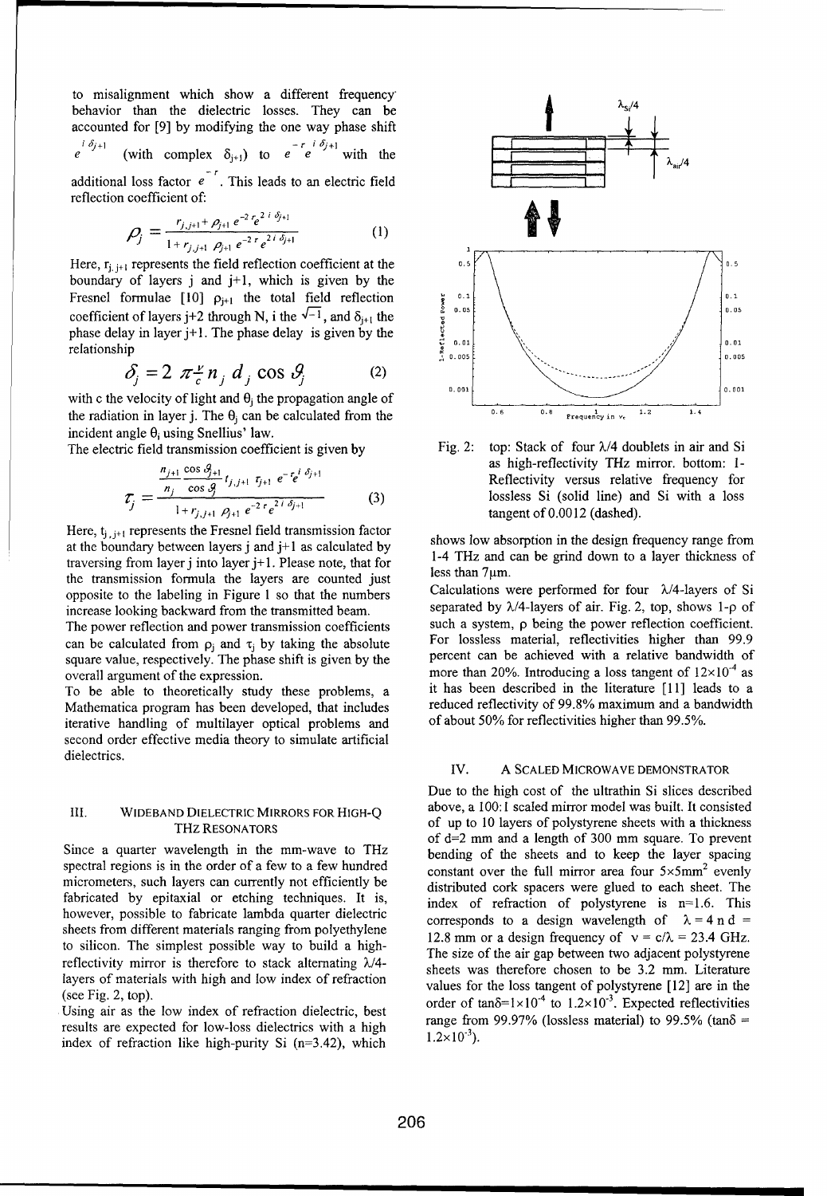to misalignment which show a different frequency behavior than the dielectric losses. They can be accounted for [9] by modifying the one way phase shift $e^{i\delta_{j+1}}$ (with complex $\delta_{j+1}$) to $e^{-r}e^{i\delta_{j+1}}$ with the additional loss factor $e^{-r}$. This leads to an electric field reflection coefficient of:

$$\rho_j = \frac{r_{j,j+1} + \rho_{j+1}\, e^{-2r} e^{2i\delta_{j+1}}}{1 + r_{j,j+1}\, \rho_{j+1}\, e^{-2r} e^{2i\delta_{j+1}}} \qquad (1)$$

Here, $r_{j,j+1}$ represents the field reflection coefficient at the boundary of layers j and j+1, which is given by the Fresnel formulae [10] $\rho_{j+1}$ the total field reflection coefficient of layers j+2 through N, i the $\sqrt{-1}$, and $\delta_{j+1}$ the phase delay in layer j+1. The phase delay is given by the relationship

$$\delta_j = 2\,\pi \frac{\nu}{c} n_j\, d_j \cos\vartheta_j \qquad (2)$$

with c the velocity of light and $\theta_j$ the propagation angle of the radiation in layer j. The $\theta_j$ can be calculated from the incident angle $\theta_i$ using Snellius' law.

The electric field transmission coefficient is given by

$$\tau_j = \frac{\frac{n_{j+1}\cos\vartheta_{j+1}}{n_j \cos\vartheta_j}\, t_{j,j+1}\, \tau_{j+1}\, e^{-r} e^{i\delta_{j+1}}}{1 + r_{j,j+1}\, \rho_{j+1}\, e^{-2r} e^{2i\delta_{j+1}}} \qquad (3)$$

Here, $t_{j,j+1}$ represents the Fresnel field transmission factor at the boundary between layers j and j+1 as calculated by traversing from layer j into layer j+1. Please note, that for the transmission formula the layers are counted just opposite to the labeling in Figure 1 so that the numbers increase looking backward from the transmitted beam.

The power reflection and power transmission coefficients can be calculated from $\rho_j$ and $\tau_j$ by taking the absolute square value, respectively. The phase shift is given by the overall argument of the expression.

To be able to theoretically study these problems, a Mathematica program has been developed, that includes iterative handling of multilayer optical problems and second order effective media theory to simulate artificial dielectrics.

## III. Wideband Dielectric Mirrors for High-Q THz Resonators

Since a quarter wavelength in the mm-wave to THz spectral regions is in the order of a few to a few hundred micrometers, such layers can currently not efficiently be fabricated by epitaxial or etching techniques. It is, however, possible to fabricate lambda quarter dielectric sheets from different materials ranging from polyethylene to silicon. The simplest possible way to build a high-reflectivity mirror is therefore to stack alternating λ/4-layers of materials with high and low index of refraction (see Fig. 2, top).

Using air as the low index of refraction dielectric, best results are expected for low-loss dielectrics with a high index of refraction like high-purity Si (n=3.42), which shows low absorption in the design frequency range from 1-4 THz and can be grind down to a layer thickness of less than 7μm.

Fig. 2: top: Stack of four λ/4 doublets in air and Si as high-reflectivity THz mirror. bottom: 1-Reflectivity versus relative frequency for lossless Si (solid line) and Si with a loss tangent of 0.0012 (dashed).

Calculations were performed for four λ/4-layers of Si separated by λ/4-layers of air. Fig. 2, top, shows 1-ρ of such a system, ρ being the power reflection coefficient. For lossless material, reflectivities higher than 99.9 percent can be achieved with a relative bandwidth of more than 20%. Introducing a loss tangent of $12\times10^{-4}$ as it has been described in the literature [11] leads to a reduced reflectivity of 99.8% maximum and a bandwidth of about 50% for reflectivities higher than 99.5%.

## IV. A Scaled Microwave Demonstrator

Due to the high cost of the ultrathin Si slices described above, a 100:1 scaled mirror model was built. It consisted of up to 10 layers of polystyrene sheets with a thickness of d=2 mm and a length of 300 mm square. To prevent bending of the sheets and to keep the layer spacing constant over the full mirror area four 5×5mm² evenly distributed cork spacers were glued to each sheet. The index of refraction of polystyrene is n=1.6. This corresponds to a design wavelength of λ = 4 n d = 12.8 mm or a design frequency of ν = c/λ = 23.4 GHz. The size of the air gap between two adjacent polystyrene sheets was therefore chosen to be 3.2 mm. Literature values for the loss tangent of polystyrene [12] are in the order of $\tan\delta=1\times10^{-4}$ to $1.2\times10^{-3}$. Expected reflectivities range from 99.97% (lossless material) to 99.5% ($\tan\delta = 1.2\times10^{-3}$).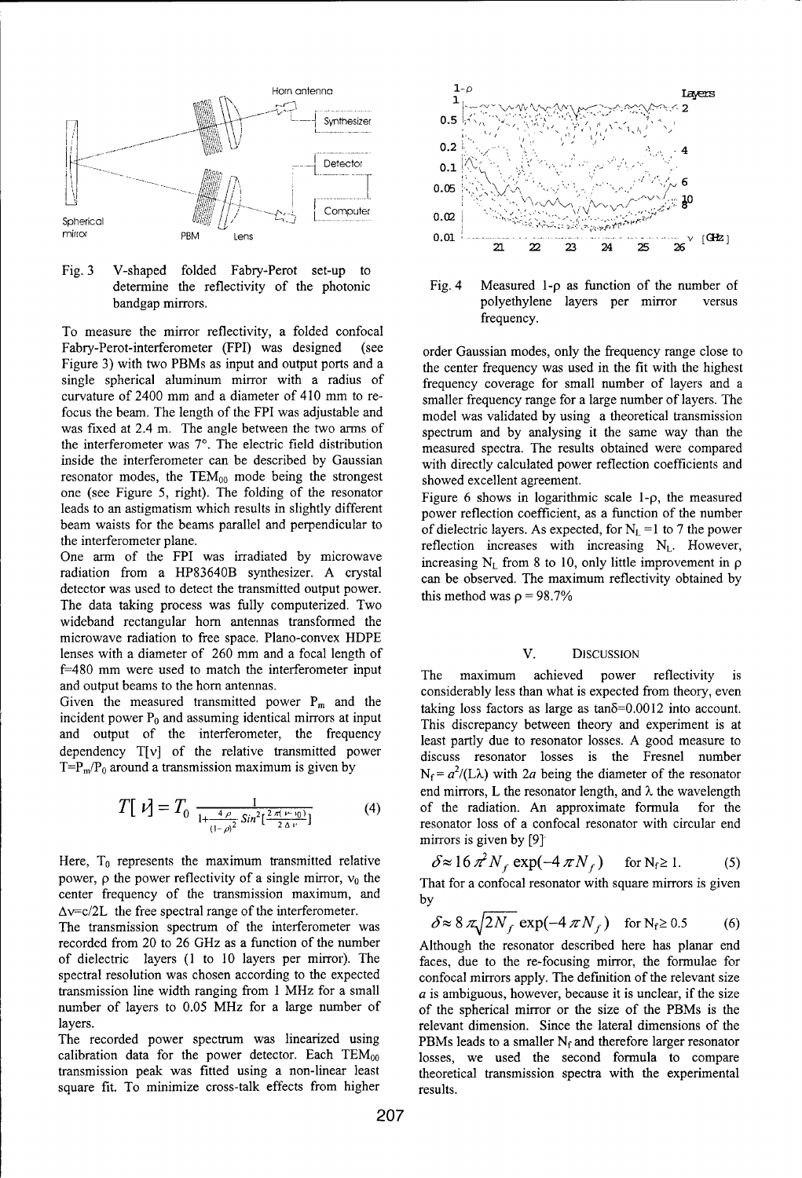Fig. 3 V-shaped folded Fabry-Perot set-up to determine the reflectivity of the photonic bandgap mirrors.

To measure the mirror reflectivity, a folded confocal Fabry-Perot-interferometer (FPI) was designed (see Figure 3) with two PBMs as input and output ports and a single spherical aluminum mirror with a radius of curvature of 2400 mm and a diameter of 410 mm to re-focus the beam. The length of the FPI was adjustable and was fixed at 2.4 m. The angle between the two arms of the interferometer was 7°. The electric field distribution inside the interferometer can be described by Gaussian resonator modes, the $TEM_{00}$ mode being the strongest one (see Figure 5, right). The folding of the resonator leads to an astigmatism which results in slightly different beam waists for the beams parallel and perpendicular to the interferometer plane.

One arm of the FPI was irradiated by microwave radiation from a HP83640B synthesizer. A crystal detector was used to detect the transmitted output power. The data taking process was fully computerized. Two wideband rectangular horn antennas transformed the microwave radiation to free space. Plano-convex HDPE lenses with a diameter of 260 mm and a focal length of f=480 mm were used to match the interferometer input and output beams to the horn antennas.

Given the measured transmitted power $P_m$ and the incident power $P_0$ and assuming identical mirrors at input and output of the interferometer, the frequency dependency $T[\nu]$ of the relative transmitted power $T=P_m/P_0$ around a transmission maximum is given by

$$T[\nu] = T_0 \frac{1}{1+\frac{4\rho}{(1-\rho)^2} Sin^2[\frac{2\pi(\nu-\nu_0)}{2\Delta\nu}]} \qquad (4)$$

Here, $T_0$ represents the maximum transmitted relative power, $\rho$ the power reflectivity of a single mirror, $\nu_0$ the center frequency of the transmission maximum, and $\Delta\nu$=c/2L the free spectral range of the interferometer.

The transmission spectrum of the interferometer was recorded from 20 to 26 GHz as a function of the number of dielectric layers (1 to 10 layers per mirror). The spectral resolution was chosen according to the expected transmission line width ranging from 1 MHz for a small number of layers to 0.05 MHz for a large number of layers.

The recorded power spectrum was linearized using calibration data for the power detector. Each $TEM_{00}$ transmission peak was fitted using a non-linear least square fit. To minimize cross-talk effects from higher order Gaussian modes, only the frequency range close to the center frequency was used in the fit with the highest frequency coverage for small number of layers and a smaller frequency range for a large number of layers. The model was validated by using a theoretical transmission spectrum and by analysing it the same way than the measured spectra. The results obtained were compared with directly calculated power reflection coefficients and showed excellent agreement.

Fig. 4 Measured 1-ρ as function of the number of polyethylene layers per mirror versus frequency.

Figure 6 shows in logarithmic scale 1-ρ, the measured power reflection coefficient, as a function of the number of dielectric layers. As expected, for $N_L$ =1 to 7 the power reflection increases with increasing $N_L$. However, increasing $N_L$ from 8 to 10, only little improvement in ρ can be observed. The maximum reflectivity obtained by this method was ρ = 98.7%

## V. DISCUSSION

The maximum achieved power reflectivity is considerably less than what is expected from theory, even taking loss factors as large as tanδ=0.0012 into account. This discrepancy between theory and experiment is at least partly due to resonator losses. A good measure to discuss resonator losses is the Fresnel number $N_f = a^2/(L\lambda)$ with $2a$ being the diameter of the resonator end mirrors, L the resonator length, and λ the wavelength of the radiation. An approximate formula for the resonator loss of a confocal resonator with circular end mirrors is given by [9]

$$\delta \approx 16\pi^2 N_f \exp(-4\pi N_f) \quad \text{for } N_f \geq 1. \qquad (5)$$

That for a confocal resonator with square mirrors is given by

$$\delta \approx 8\pi\sqrt{2N_f}\exp(-4\pi N_f) \quad \text{for } N_f \geq 0.5 \qquad (6)$$

Although the resonator described here has planar end faces, due to the re-focusing mirror, the formulae for confocal mirrors apply. The definition of the relevant size $a$ is ambiguous, however, because it is unclear, if the size of the spherical mirror or the size of the PBMs is the relevant dimension. Since the lateral dimensions of the PBMs leads to a smaller $N_f$ and therefore larger resonator losses, we used the second formula to compare theoretical transmission spectra with the experimental results.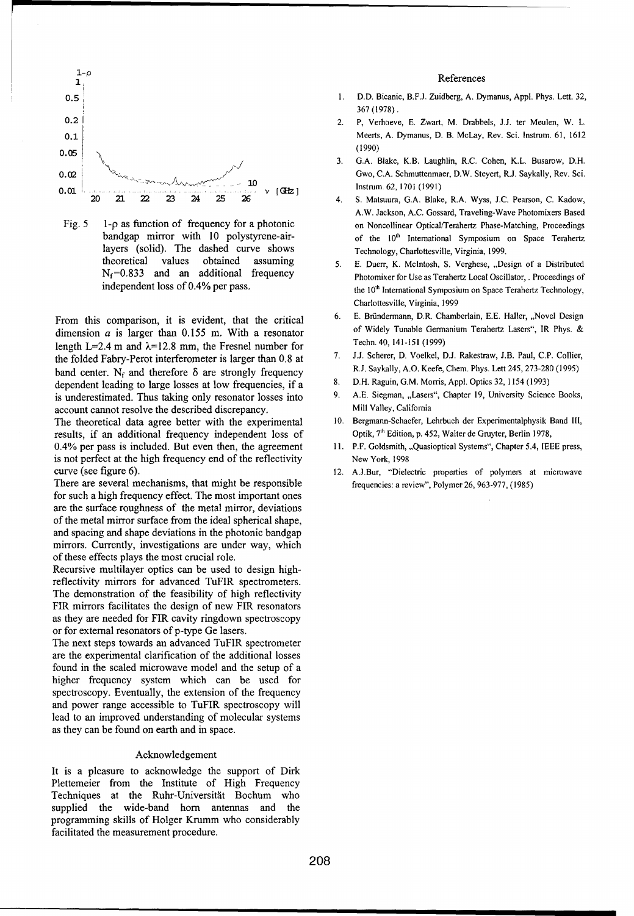1-ρ
1
0.5
0.2
0.1
0.05
0.02
0.01
10
20 21 22 23 24 25 26
ν [GHz]

Fig. 5 1-ρ as function of frequency for a photonic bandgap mirror with 10 polystyrene-air-layers (solid). The dashed curve shows theoretical values obtained assuming $N_f$=0.833 and an additional frequency independent loss of 0.4% per pass.

From this comparison, it is evident, that the critical dimension *a* is larger than 0.155 m. With a resonator length L=2.4 m and λ=12.8 mm, the Fresnel number for the folded Fabry-Perot interferometer is larger than 0.8 at band center. $N_f$ and therefore δ are strongly frequency dependent leading to large losses at low frequencies, if a is underestimated. Thus taking only resonator losses into account cannot resolve the described discrepancy.

The theoretical data agree better with the experimental results, if an additional frequency independent loss of 0.4% per pass is included. But even then, the agreement is not perfect at the high frequency end of the reflectivity curve (see figure 6).

There are several mechanisms, that might be responsible for such a high frequency effect. The most important ones are the surface roughness of the metal mirror, deviations of the metal mirror surface from the ideal spherical shape, and spacing and shape deviations in the photonic bandgap mirrors. Currently, investigations are under way, which of these effects plays the most crucial role.

Recursive multilayer optics can be used to design high-reflectivity mirrors for advanced TuFIR spectrometers. The demonstration of the feasibility of high reflectivity FIR mirrors facilitates the design of new FIR resonators as they are needed for FIR cavity ringdown spectroscopy or for external resonators of p-type Ge lasers.

The next steps towards an advanced TuFIR spectrometer are the experimental clarification of the additional losses found in the scaled microwave model and the setup of a higher frequency system which can be used for spectroscopy. Eventually, the extension of the frequency and power range accessible to TuFIR spectroscopy will lead to an improved understanding of molecular systems as they can be found on earth and in space.

## Acknowledgement

It is a pleasure to acknowledge the support of Dirk Plettemeier from the Institute of High Frequency Techniques at the Ruhr-Universität Bochum who supplied the wide-band horn antennas and the programming skills of Holger Krumm who considerably facilitated the measurement procedure.

## References

1. D.D. Bicanic, B.F.J. Zuidberg, A. Dymanus, Appl. Phys. Lett. 32, 367 (1978).
2. P, Verhoeve, E. Zwart, M. Drabbels, J.J. ter Meulen, W. L. Meerts, A. Dymanus, D. B. McLay, Rev. Sci. Instrum. 61, 1612 (1990)
3. G.A. Blake, K.B. Laughlin, R.C. Cohen, K.L. Busarow, D.H. Gwo, C.A. Schmuttenmaer, D.W. Steyert, R.J. Saykally, Rev. Sci. Instrum. 62, 1701 (1991)
4. S. Matsuura, G.A. Blake, R.A. Wyss, J.C. Pearson, C. Kadow, A.W. Jackson, A.C. Gossard, Traveling-Wave Photomixers Based on Noncollinear Optical/Terahertz Phase-Matching, Proceedings of the 10[th] International Symposium on Space Terahertz Technology, Charlottesville, Virginia, 1999.
5. E. Duerr, K. McIntosh, S. Verghese, „Design of a Distributed Photomixer for Use as Terahertz Local Oscillator, . Proceedings of the 10[th] International Symposium on Space Terahertz Technology, Charlottesville, Virginia, 1999
6. E. Bründermann, D.R. Chamberlain, E.E. Haller, „Novel Design of Widely Tunable Germanium Terahertz Lasers", IR Phys. & Techn. 40, 141-151 (1999)
7. J.J. Scherer, D. Voelkel, D.J. Rakestraw, J.B. Paul, C.P. Collier, R.J. Saykally, A.O. Keefe, Chem. Phys. Lett 245, 273-280 (1995)
8. D.H. Raguin, G.M. Morris, Appl. Optics 32, 1154 (1993)
9. A.E. Siegman, „Lasers", Chapter 19, University Science Books, Mill Valley, California
10. Bergmann-Schaefer, Lehrbuch der Experimentalphysik Band III, Optik, 7[th] Edition, p. 452, Walter de Gruyter, Berlin 1978,
11. P.F. Goldsmith, „Quasioptical Systems", Chapter 5.4, IEEE press, New York, 1998
12. A.J.Bur, "Dielectric properties of polymers at microwave frequencies: a review", Polymer 26, 963-977, (1985)